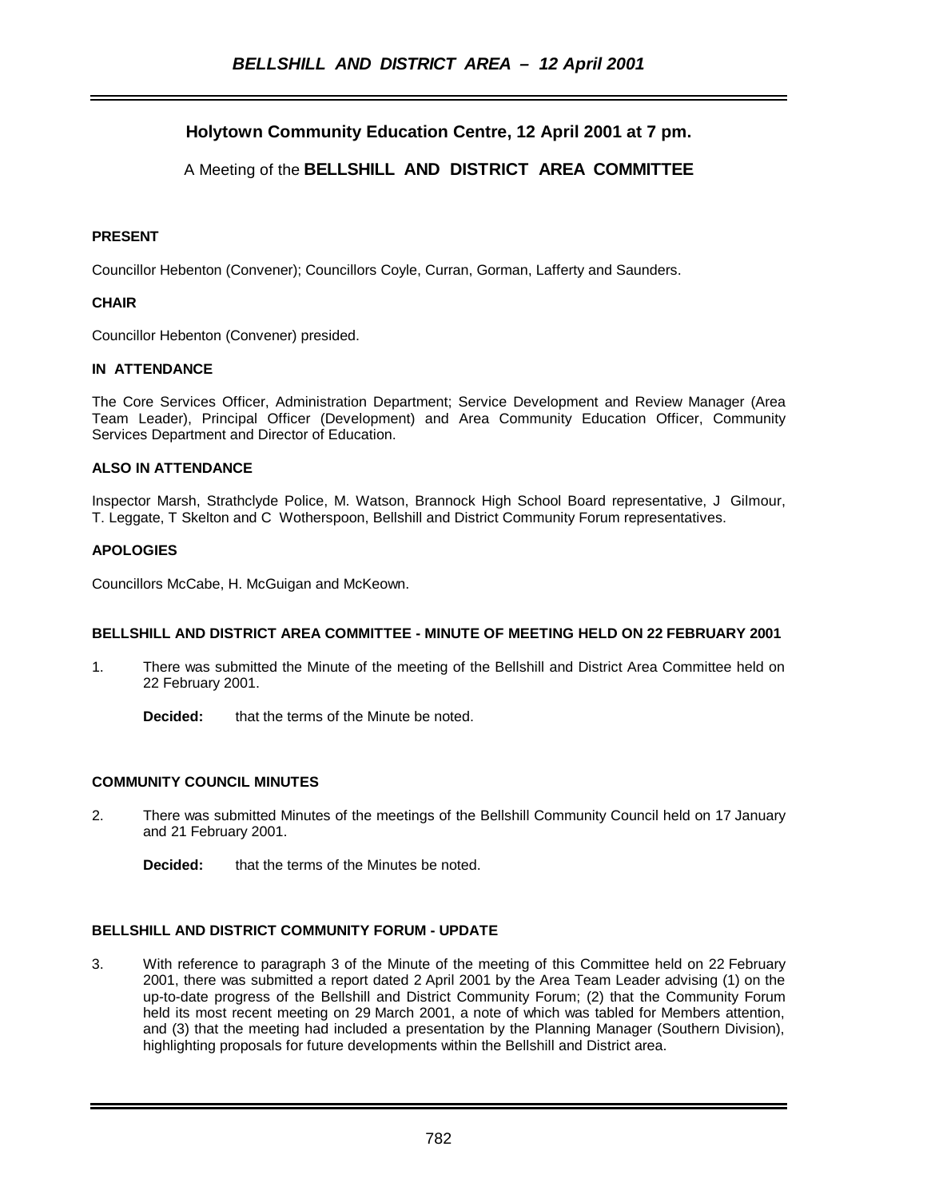## Holytown Community Education Centre, 12 April 2001 at 7 pm.

A Meeting of the **BELLSHILL AND DISTRICT AREA COMMITTEE**

**PRESENT**

Councillor Hebenton (Convener); Councillors Coyle, Curran, Gorman, Lafferty and Saunders.

**CHAIR**

Councillor Hebenton (Convener) presided.

**IN ATTENDANCE**

The Core Services Officer, Administration Department; Service Development and Review Manager (Area Team Leader), Principal Officer (Development) and Area Community Education Officer, Community Services Department and Director of Education.

**ALSO IN ATTENDANCE**

Inspector Marsh, Strathclyde Police, M. Watson, Brannock High School Board representative, J Gilmour, T. Leggate, T Skelton and C Wotherspoon, Bellshill and District Community Forum representatives.

**APOLOGIES**

Councillors McCabe, H. McGuigan and McKeown.

**BELLSHILL AND DISTRICT AREA COMMITTEE - MINUTE OF MEETING HELD ON 22 FEBRUARY 2001**

1. There was submitted the Minute of the meeting of the Bellshill and District Area Committee held on 22 February 2001.

   **Decided:** that the terms of the Minute be noted.

**COMMUNITY COUNCIL MINUTES**

2. There was submitted Minutes of the meetings of the Bellshill Community Council held on 17 January and 21 February 2001.

   **Decided:** that the terms of the Minutes be noted.

**BELLSHILL AND DISTRICT COMMUNITY FORUM - UPDATE**

3. With reference to paragraph 3 of the Minute of the meeting of this Committee held on 22 February 2001, there was submitted a report dated 2 April 2001 by the Area Team Leader advising (1) on the up-to-date progress of the Bellshill and District Community Forum; (2) that the Community Forum held its most recent meeting on 29 March 2001, a note of which was tabled for Members attention, and (3) that the meeting had included a presentation by the Planning Manager (Southern Division), highlighting proposals for future developments within the Bellshill and District area.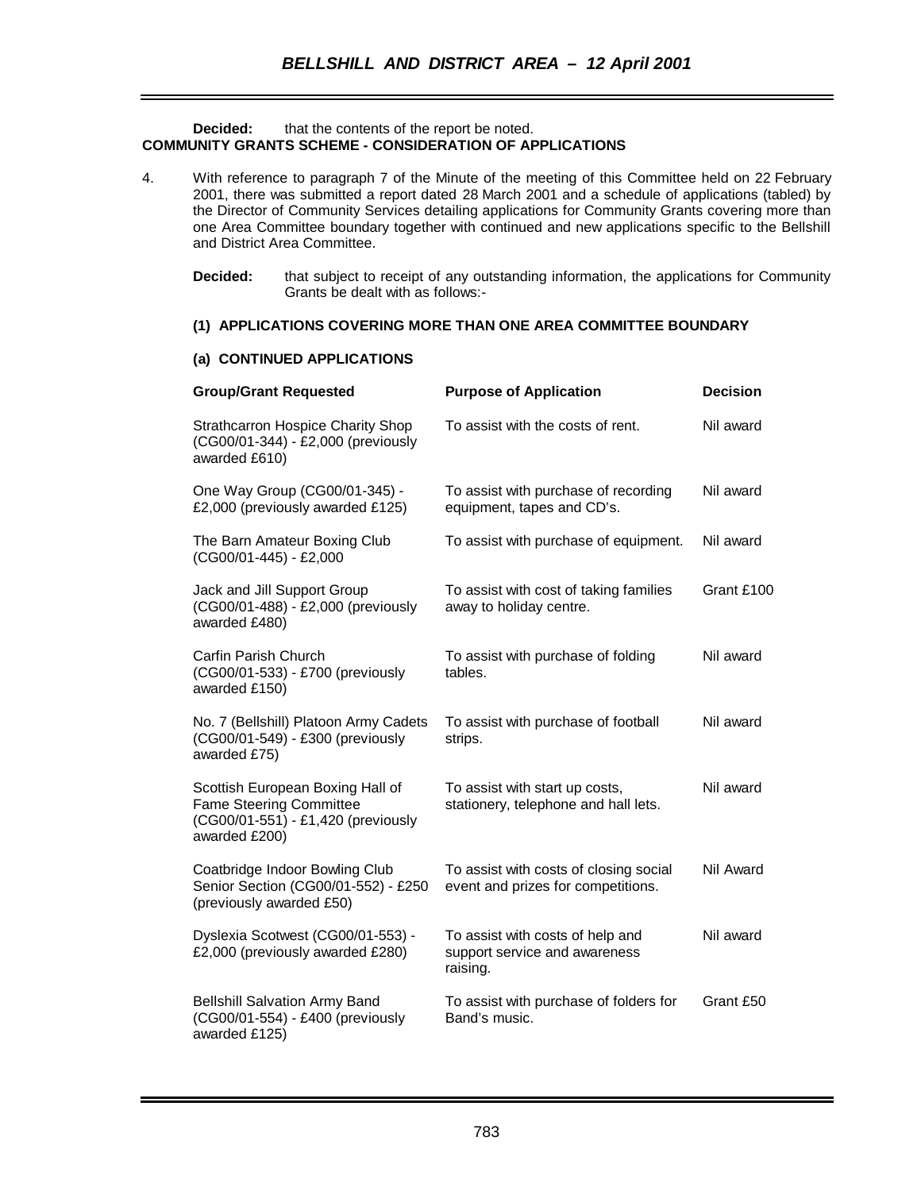**Decided:** that the contents of the report be noted.

**COMMUNITY GRANTS SCHEME - CONSIDERATION OF APPLICATIONS**

4. With reference to paragraph 7 of the Minute of the meeting of this Committee held on 22 February 2001, there was submitted a report dated 28 March 2001 and a schedule of applications (tabled) by the Director of Community Services detailing applications for Community Grants covering more than one Area Committee boundary together with continued and new applications specific to the Bellshill and District Area Committee.

   **Decided:** that subject to receipt of any outstanding information, the applications for Community Grants be dealt with as follows:-

   **(1) APPLICATIONS COVERING MORE THAN ONE AREA COMMITTEE BOUNDARY**

   **(a) CONTINUED APPLICATIONS**

| Group/Grant Requested | Purpose of Application | Decision |
|---|---|---|
| Strathcarron Hospice Charity Shop (CG00/01-344) - £2,000 (previously awarded £610) | To assist with the costs of rent. | Nil award |
| One Way Group (CG00/01-345) - £2,000 (previously awarded £125) | To assist with purchase of recording equipment, tapes and CD's. | Nil award |
| The Barn Amateur Boxing Club (CG00/01-445) - £2,000 | To assist with purchase of equipment. | Nil award |
| Jack and Jill Support Group (CG00/01-488) - £2,000 (previously awarded £480) | To assist with cost of taking families away to holiday centre. | Grant £100 |
| Carfin Parish Church (CG00/01-533) - £700 (previously awarded £150) | To assist with purchase of folding tables. | Nil award |
| No. 7 (Bellshill) Platoon Army Cadets (CG00/01-549) - £300 (previously awarded £75) | To assist with purchase of football strips. | Nil award |
| Scottish European Boxing Hall of Fame Steering Committee (CG00/01-551) - £1,420 (previously awarded £200) | To assist with start up costs, stationery, telephone and hall lets. | Nil award |
| Coatbridge Indoor Bowling Club Senior Section (CG00/01-552) - £250 (previously awarded £50) | To assist with costs of closing social event and prizes for competitions. | Nil Award |
| Dyslexia Scotwest (CG00/01-553) - £2,000 (previously awarded £280) | To assist with costs of help and support service and awareness raising. | Nil award |
| Bellshill Salvation Army Band (CG00/01-554) - £400 (previously awarded £125) | To assist with purchase of folders for Band's music. | Grant £50 |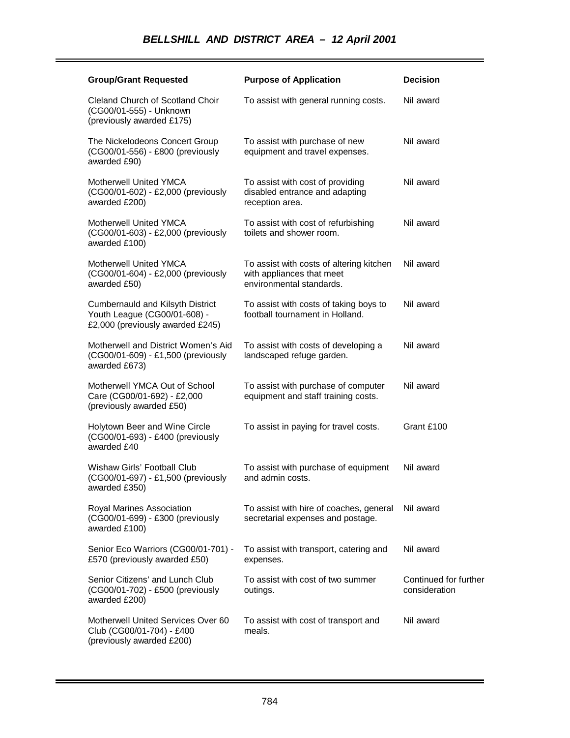# BELLSHILL AND DISTRICT AREA – 12 April 2001

| Group/Grant Requested | Purpose of Application | Decision |
|---|---|---|
| Cleland Church of Scotland Choir (CG00/01-555) - Unknown (previously awarded £175) | To assist with general running costs. | Nil award |
| The Nickelodeons Concert Group (CG00/01-556) - £800 (previously awarded £90) | To assist with purchase of new equipment and travel expenses. | Nil award |
| Motherwell United YMCA (CG00/01-602) - £2,000 (previously awarded £200) | To assist with cost of providing disabled entrance and adapting reception area. | Nil award |
| Motherwell United YMCA (CG00/01-603) - £2,000 (previously awarded £100) | To assist with cost of refurbishing toilets and shower room. | Nil award |
| Motherwell United YMCA (CG00/01-604) - £2,000 (previously awarded £50) | To assist with costs of altering kitchen with appliances that meet environmental standards. | Nil award |
| Cumbernauld and Kilsyth District Youth League (CG00/01-608) - £2,000 (previously awarded £245) | To assist with costs of taking boys to football tournament in Holland. | Nil award |
| Motherwell and District Women's Aid (CG00/01-609) - £1,500 (previously awarded £673) | To assist with costs of developing a landscaped refuge garden. | Nil award |
| Motherwell YMCA Out of School Care (CG00/01-692) - £2,000 (previously awarded £50) | To assist with purchase of computer equipment and staff training costs. | Nil award |
| Holytown Beer and Wine Circle (CG00/01-693) - £400 (previously awarded £40 | To assist in paying for travel costs. | Grant £100 |
| Wishaw Girls' Football Club (CG00/01-697) - £1,500 (previously awarded £350) | To assist with purchase of equipment and admin costs. | Nil award |
| Royal Marines Association (CG00/01-699) - £300 (previously awarded £100) | To assist with hire of coaches, general secretarial expenses and postage. | Nil award |
| Senior Eco Warriors (CG00/01-701) - £570 (previously awarded £50) | To assist with transport, catering and expenses. | Nil award |
| Senior Citizens' and Lunch Club (CG00/01-702) - £500 (previously awarded £200) | To assist with cost of two summer outings. | Continued for further consideration |
| Motherwell United Services Over 60 Club (CG00/01-704) - £400 (previously awarded £200) | To assist with cost of transport and meals. | Nil award |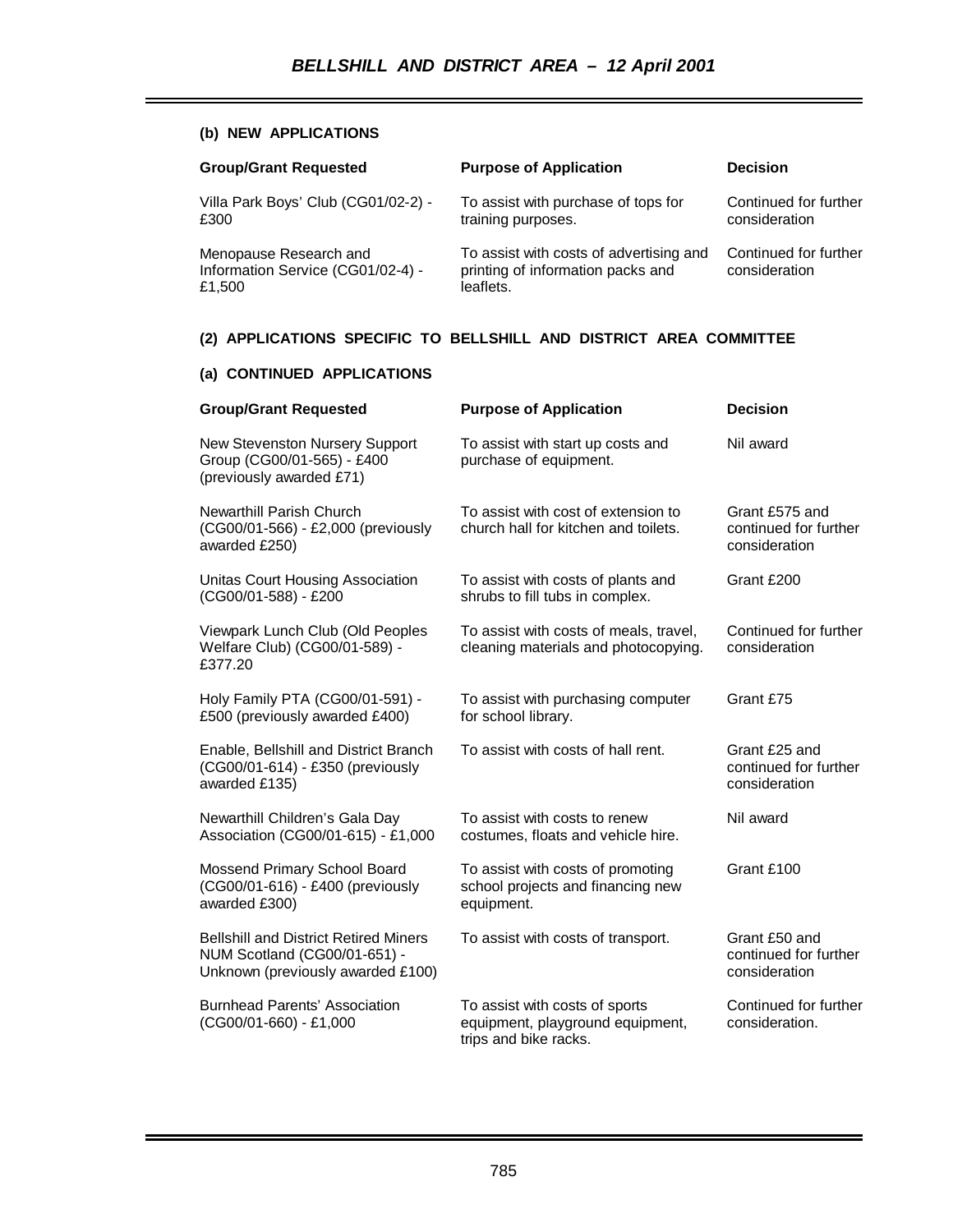### (b) NEW APPLICATIONS

| Group/Grant Requested | Purpose of Application | Decision |
| --- | --- | --- |
| Villa Park Boys' Club (CG01/02-2) - £300 | To assist with purchase of tops for training purposes. | Continued for further consideration |
| Menopause Research and Information Service (CG01/02-4) - £1,500 | To assist with costs of advertising and printing of information packs and leaflets. | Continued for further consideration |

## (2) APPLICATIONS SPECIFIC TO BELLSHILL AND DISTRICT AREA COMMITTEE

### (a) CONTINUED APPLICATIONS

| Group/Grant Requested | Purpose of Application | Decision |
| --- | --- | --- |
| New Stevenston Nursery Support Group (CG00/01-565) - £400 (previously awarded £71) | To assist with start up costs and purchase of equipment. | Nil award |
| Newarthill Parish Church (CG00/01-566) - £2,000 (previously awarded £250) | To assist with cost of extension to church hall for kitchen and toilets. | Grant £575 and continued for further consideration |
| Unitas Court Housing Association (CG00/01-588) - £200 | To assist with costs of plants and shrubs to fill tubs in complex. | Grant £200 |
| Viewpark Lunch Club (Old Peoples Welfare Club) (CG00/01-589) - £377.20 | To assist with costs of meals, travel, cleaning materials and photocopying. | Continued for further consideration |
| Holy Family PTA (CG00/01-591) - £500 (previously awarded £400) | To assist with purchasing computer for school library. | Grant £75 |
| Enable, Bellshill and District Branch (CG00/01-614) - £350 (previously awarded £135) | To assist with costs of hall rent. | Grant £25 and continued for further consideration |
| Newarthill Children's Gala Day Association (CG00/01-615) - £1,000 | To assist with costs to renew costumes, floats and vehicle hire. | Nil award |
| Mossend Primary School Board (CG00/01-616) - £400 (previously awarded £300) | To assist with costs of promoting school projects and financing new equipment. | Grant £100 |
| Bellshill and District Retired Miners NUM Scotland (CG00/01-651) - Unknown (previously awarded £100) | To assist with costs of transport. | Grant £50 and continued for further consideration |
| Burnhead Parents' Association (CG00/01-660) - £1,000 | To assist with costs of sports equipment, playground equipment, trips and bike racks. | Continued for further consideration. |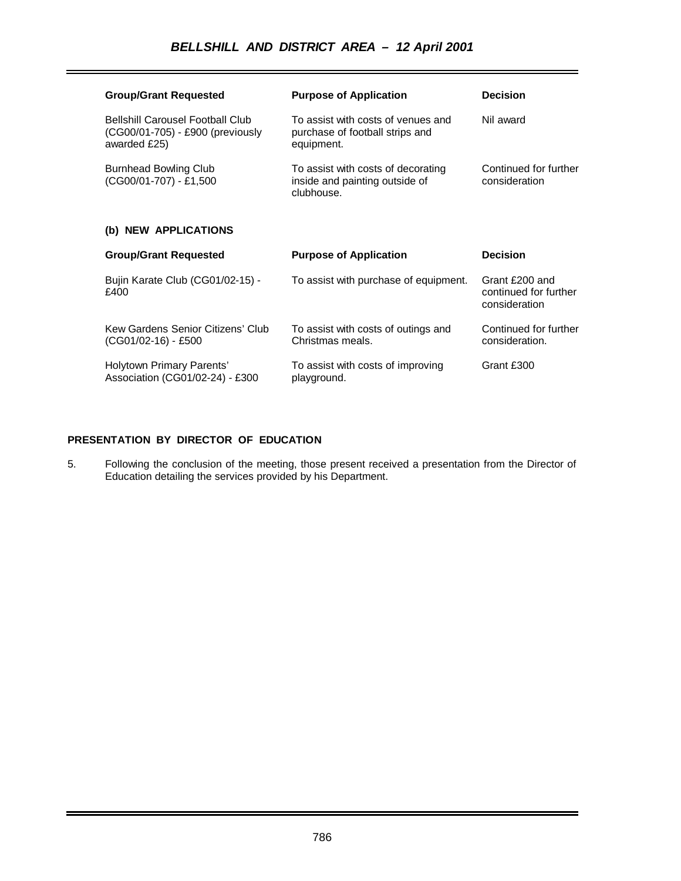| Group/Grant Requested | Purpose of Application | Decision |
|---|---|---|
| Bellshill Carousel Football Club (CG00/01-705) - £900 (previously awarded £25) | To assist with costs of venues and purchase of football strips and equipment. | Nil award |
| Burnhead Bowling Club (CG00/01-707) - £1,500 | To assist with costs of decorating inside and painting outside of clubhouse. | Continued for further consideration |

**(b) NEW APPLICATIONS**

| Group/Grant Requested | Purpose of Application | Decision |
|---|---|---|
| Bujin Karate Club (CG01/02-15) - £400 | To assist with purchase of equipment. | Grant £200 and continued for further consideration |
| Kew Gardens Senior Citizens' Club (CG01/02-16) - £500 | To assist with costs of outings and Christmas meals. | Continued for further consideration. |
| Holytown Primary Parents' Association (CG01/02-24) - £300 | To assist with costs of improving playground. | Grant £300 |

**PRESENTATION BY DIRECTOR OF EDUCATION**

5. Following the conclusion of the meeting, those present received a presentation from the Director of Education detailing the services provided by his Department.